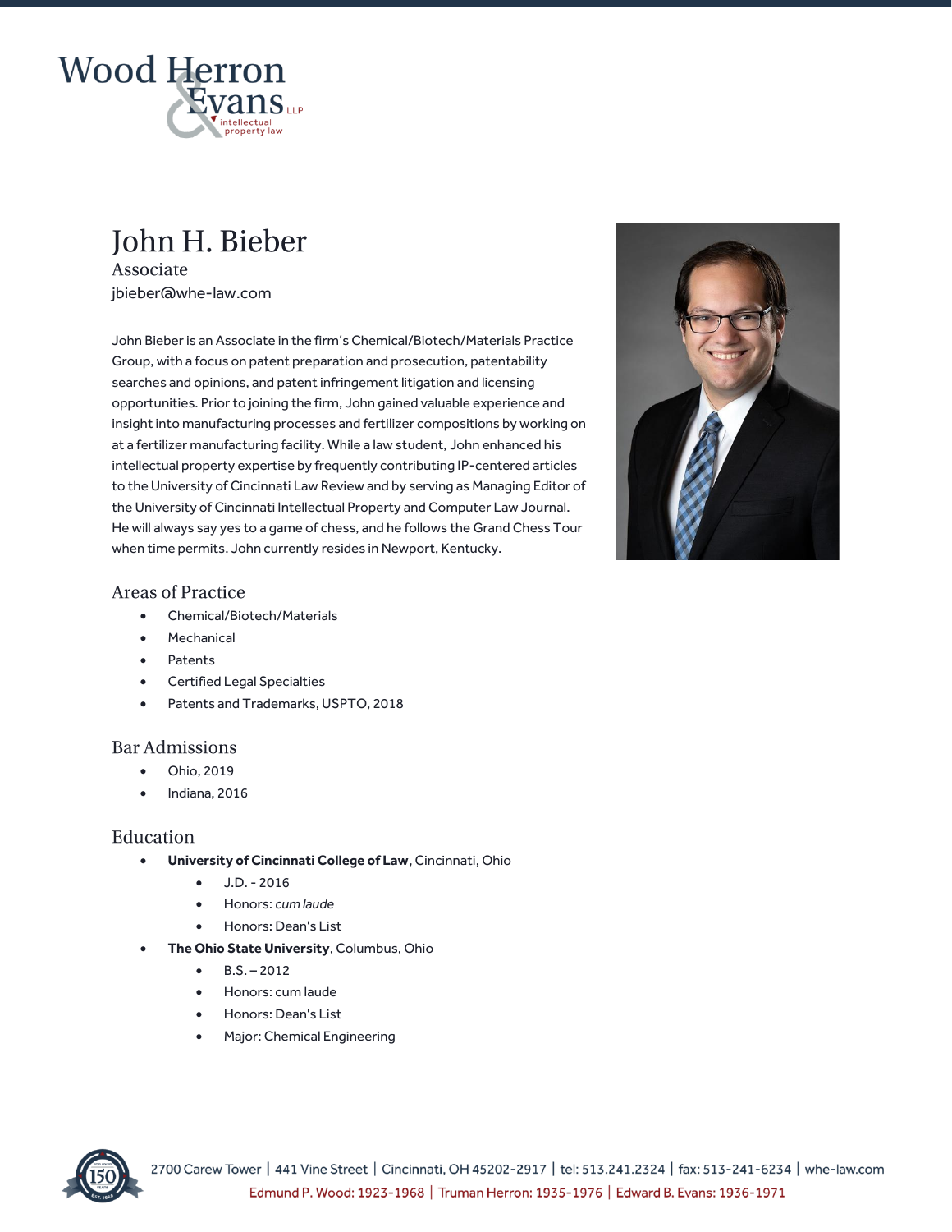Wood Herron & Evans LLP
intellectual property law

# John H. Bieber

Associate

jbieber@whe-law.com

John Bieber is an Associate in the firm's Chemical/Biotech/Materials Practice Group, with a focus on patent preparation and prosecution, patentability searches and opinions, and patent infringement litigation and licensing opportunities. Prior to joining the firm, John gained valuable experience and insight into manufacturing processes and fertilizer compositions by working on at a fertilizer manufacturing facility. While a law student, John enhanced his intellectual property expertise by frequently contributing IP-centered articles to the University of Cincinnati Law Review and by serving as Managing Editor of the University of Cincinnati Intellectual Property and Computer Law Journal. He will always say yes to a game of chess, and he follows the Grand Chess Tour when time permits. John currently resides in Newport, Kentucky.

## Areas of Practice

- Chemical/Biotech/Materials
- Mechanical
- Patents
- Certified Legal Specialties
- Patents and Trademarks, USPTO, 2018

## Bar Admissions

- Ohio, 2019
- Indiana, 2016

## Education

- **University of Cincinnati College of Law**, Cincinnati, Ohio
    - J.D. - 2016
    - Honors: *cum laude*
    - Honors: Dean's List
- **The Ohio State University**, Columbus, Ohio
    - B.S. – 2012
    - Honors: cum laude
    - Honors: Dean's List
    - Major: Chemical Engineering

2700 Carew Tower | 441 Vine Street | Cincinnati, OH 45202-2917 | tel: 513.241.2324 | fax: 513-241-6234 | whe-law.com

Edmund P. Wood: 1923-1968 | Truman Herron: 1935-1976 | Edward B. Evans: 1936-1971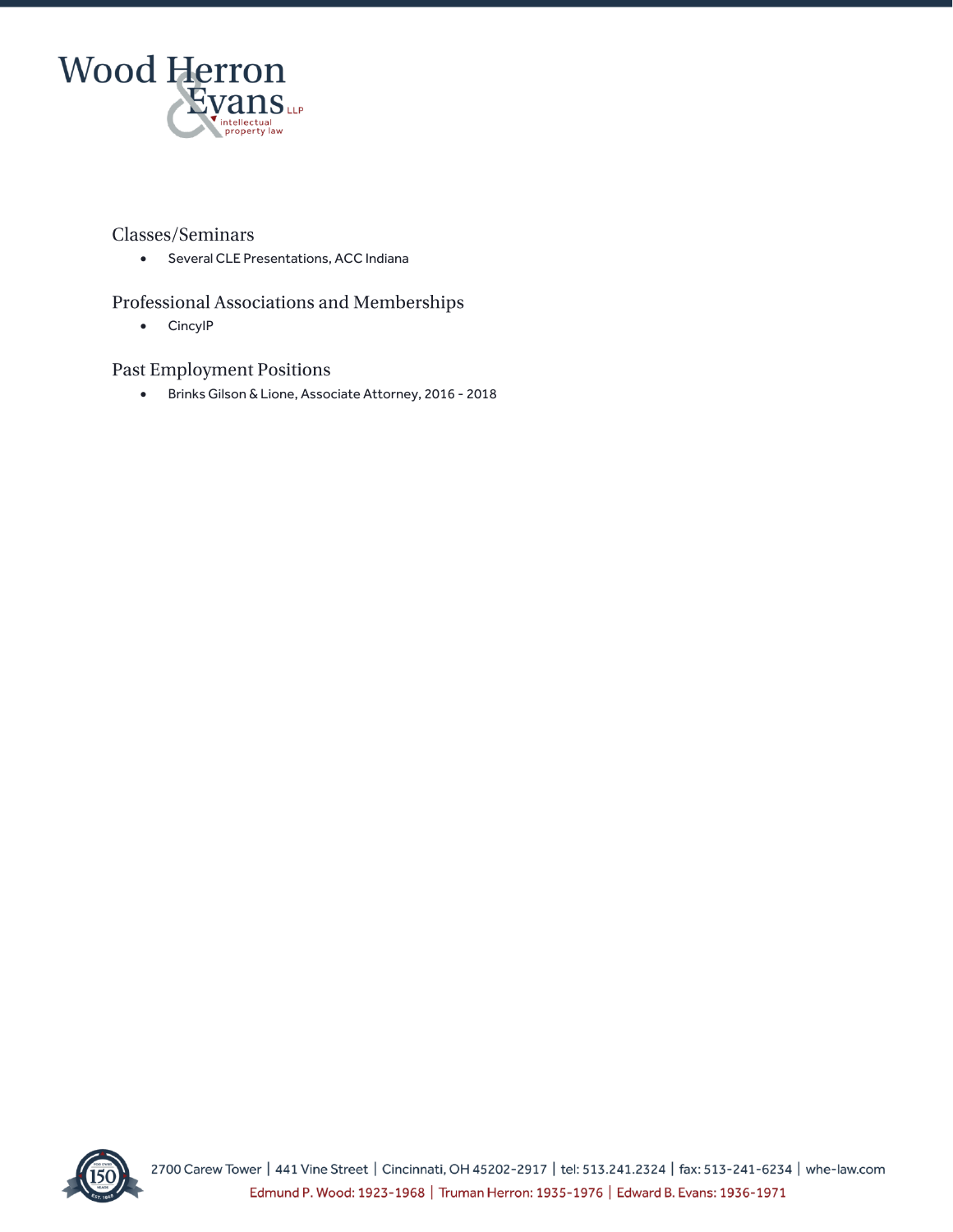## Classes/Seminars

- Several CLE Presentations, ACC Indiana

## Professional Associations and Memberships

- CincyIP

## Past Employment Positions

- Brinks Gilson & Lione, Associate Attorney, 2016 - 2018